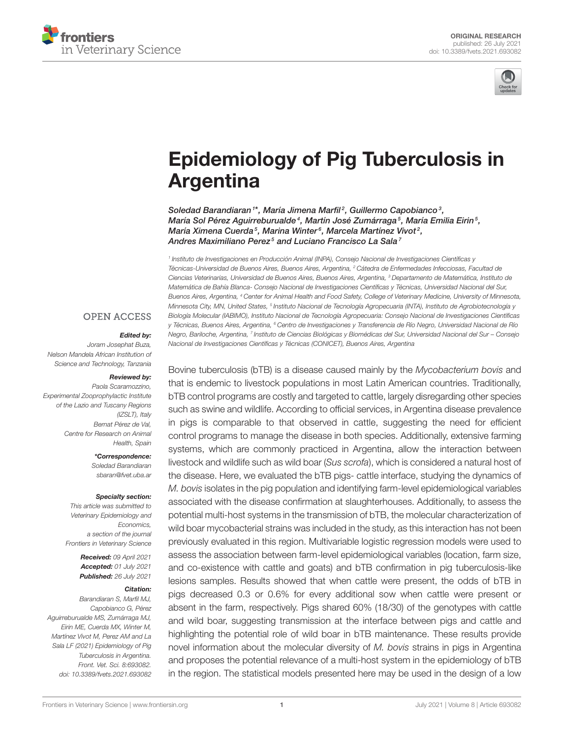ORIGINAL RESEARCH
published: 26 July 2021
doi: 10.3389/fvets.2021.693082

# Epidemiology of Pig Tuberculosis in Argentina

*Soledad Barandiaran[1]*, María Jimena Marfil[2], Guillermo Capobianco[3], María Sol Pérez Aguirreburualde[4], Martín José Zumárraga[5], María Emilia Eirin[5], María Ximena Cuerda[5], Marina Winter[6], Marcela Martínez Vivot[2], Andres Maximiliano Perez[5] and Luciano Francisco La Sala[7]*

[1] Instituto de Investigaciones en Producción Animal (INPA), Consejo Nacional de Investigaciones Científicas y Técnicas-Universidad de Buenos Aires, Buenos Aires, Argentina, [2] Cátedra de Enfermedades Infecciosas, Facultad de Ciencias Veterinarias, Universidad de Buenos Aires, Buenos Aires, Argentina, [3] Departamento de Matemática, Instituto de Matemática de Bahía Blanca- Consejo Nacional de Investigaciones Científicas y Técnicas, Universidad Nacional del Sur, Buenos Aires, Argentina, [4] Center for Animal Health and Food Safety, College of Veterinary Medicine, University of Minnesota, Minnesota City, MN, United States, [5] Instituto Nacional de Tecnología Agropecuaria (INTA), Instituto de Agrobiotecnología y Biología Molecular (IABIMO), Instituto Nacional de Tecnología Agropecuaria: Consejo Nacional de Investigaciones Científicas y Técnicas, Buenos Aires, Argentina, [6] Centro de Investigaciones y Transferencia de Río Negro, Universidad Nacional de Río Negro, Bariloche, Argentina, [7] Instituto de Ciencias Biológicas y Biomédicas del Sur, Universidad Nacional del Sur – Consejo Nacional de Investigaciones Científicas y Técnicas (CONICET), Buenos Aires, Argentina

OPEN ACCESS

***Edited by:***
Joram Josephat Buza, Nelson Mandela African Institution of Science and Technology, Tanzania

***Reviewed by:***
Paola Scaramozzino, Experimental Zooprophylactic Institute of the Lazio and Tuscany Regions (IZSLT), Italy
Bernat Pérez de Val, Centre for Research on Animal Health, Spain

***\*Correspondence:***
Soledad Barandiaran
sbaran@fvet.uba.ar

***Specialty section:***
This article was submitted to Veterinary Epidemiology and Economics, a section of the journal Frontiers in Veterinary Science

**Received:** 09 April 2021
**Accepted:** 01 July 2021
**Published:** 26 July 2021

***Citation:***
Barandiaran S, Marfil MJ, Capobianco G, Pérez Aguirreburualde MS, Zumárraga MJ, Eirin ME, Cuerda MX, Winter M, Martínez Vivot M, Perez AM and La Sala LF (2021) Epidemiology of Pig Tuberculosis in Argentina. Front. Vet. Sci. 8:693082. doi: 10.3389/fvets.2021.693082

Bovine tuberculosis (bTB) is a disease caused mainly by the *Mycobacterium bovis* and that is endemic to livestock populations in most Latin American countries. Traditionally, bTB control programs are costly and targeted to cattle, largely disregarding other species such as swine and wildlife. According to official services, in Argentina disease prevalence in pigs is comparable to that observed in cattle, suggesting the need for efficient control programs to manage the disease in both species. Additionally, extensive farming systems, which are commonly practiced in Argentina, allow the interaction between livestock and wildlife such as wild boar (*Sus scrofa*), which is considered a natural host of the disease. Here, we evaluated the bTB pigs- cattle interface, studying the dynamics of *M. bovis* isolates in the pig population and identifying farm-level epidemiological variables associated with the disease confirmation at slaughterhouses. Additionally, to assess the potential multi-host systems in the transmission of bTB, the molecular characterization of wild boar mycobacterial strains was included in the study, as this interaction has not been previously evaluated in this region. Multivariable logistic regression models were used to assess the association between farm-level epidemiological variables (location, farm size, and co-existence with cattle and goats) and bTB confirmation in pig tuberculosis-like lesions samples. Results showed that when cattle were present, the odds of bTB in pigs decreased 0.3 or 0.6% for every additional sow when cattle were present or absent in the farm, respectively. Pigs shared 60% (18/30) of the genotypes with cattle and wild boar, suggesting transmission at the interface between pigs and cattle and highlighting the potential role of wild boar in bTB maintenance. These results provide novel information about the molecular diversity of *M. bovis* strains in pigs in Argentina and proposes the potential relevance of a multi-host system in the epidemiology of bTB in the region. The statistical models presented here may be used in the design of a low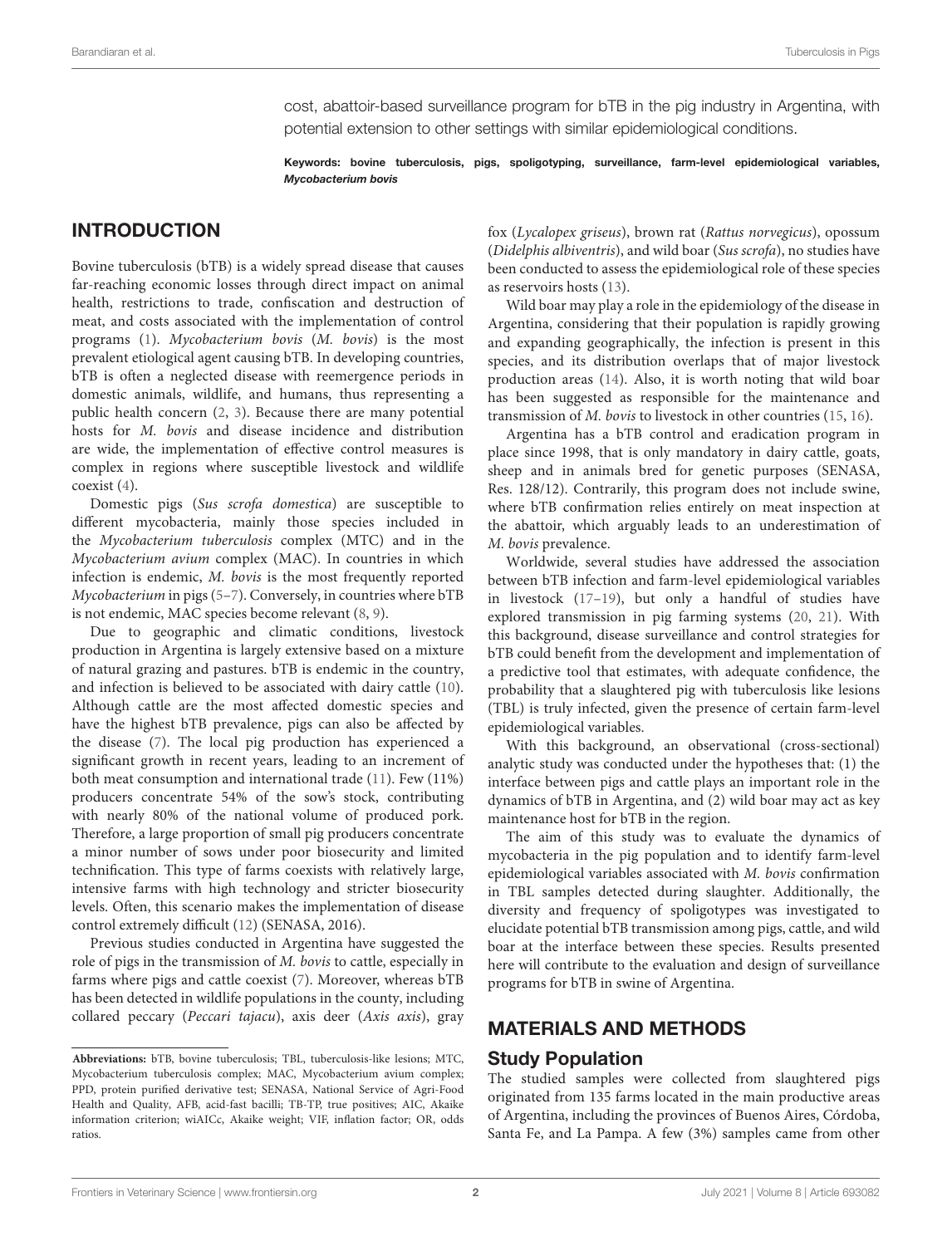cost, abattoir-based surveillance program for bTB in the pig industry in Argentina, with potential extension to other settings with similar epidemiological conditions.

**Keywords: bovine tuberculosis, pigs, spoligotyping, surveillance, farm-level epidemiological variables, *Mycobacterium bovis***

## INTRODUCTION

Bovine tuberculosis (bTB) is a widely spread disease that causes far-reaching economic losses through direct impact on animal health, restrictions to trade, confiscation and destruction of meat, and costs associated with the implementation of control programs (1). *Mycobacterium bovis* (*M. bovis*) is the most prevalent etiological agent causing bTB. In developing countries, bTB is often a neglected disease with reemergence periods in domestic animals, wildlife, and humans, thus representing a public health concern (2, 3). Because there are many potential hosts for *M. bovis* and disease incidence and distribution are wide, the implementation of effective control measures is complex in regions where susceptible livestock and wildlife coexist (4).

Domestic pigs (*Sus scrofa domestica*) are susceptible to different mycobacteria, mainly those species included in the *Mycobacterium tuberculosis* complex (MTC) and in the *Mycobacterium avium* complex (MAC). In countries in which infection is endemic, *M. bovis* is the most frequently reported *Mycobacterium* in pigs (5–7). Conversely, in countries where bTB is not endemic, MAC species become relevant (8, 9).

Due to geographic and climatic conditions, livestock production in Argentina is largely extensive based on a mixture of natural grazing and pastures. bTB is endemic in the country, and infection is believed to be associated with dairy cattle (10). Although cattle are the most affected domestic species and have the highest bTB prevalence, pigs can also be affected by the disease (7). The local pig production has experienced a significant growth in recent years, leading to an increment of both meat consumption and international trade (11). Few (11%) producers concentrate 54% of the sow's stock, contributing with nearly 80% of the national volume of produced pork. Therefore, a large proportion of small pig producers concentrate a minor number of sows under poor biosecurity and limited technification. This type of farms coexists with relatively large, intensive farms with high technology and stricter biosecurity levels. Often, this scenario makes the implementation of disease control extremely difficult (12) (SENASA, 2016).

Previous studies conducted in Argentina have suggested the role of pigs in the transmission of *M. bovis* to cattle, especially in farms where pigs and cattle coexist (7). Moreover, whereas bTB has been detected in wildlife populations in the county, including collared peccary (*Peccari tajacu*), axis deer (*Axis axis*), gray fox (*Lycalopex griseus*), brown rat (*Rattus norvegicus*), opossum (*Didelphis albiventris*), and wild boar (*Sus scrofa*), no studies have been conducted to assess the epidemiological role of these species as reservoirs hosts (13).

Wild boar may play a role in the epidemiology of the disease in Argentina, considering that their population is rapidly growing and expanding geographically, the infection is present in this species, and its distribution overlaps that of major livestock production areas (14). Also, it is worth noting that wild boar has been suggested as responsible for the maintenance and transmission of *M. bovis* to livestock in other countries (15, 16).

Argentina has a bTB control and eradication program in place since 1998, that is only mandatory in dairy cattle, goats, sheep and in animals bred for genetic purposes (SENASA, Res. 128/12). Contrarily, this program does not include swine, where bTB confirmation relies entirely on meat inspection at the abattoir, which arguably leads to an underestimation of *M. bovis* prevalence.

Worldwide, several studies have addressed the association between bTB infection and farm-level epidemiological variables in livestock (17–19), but only a handful of studies have explored transmission in pig farming systems (20, 21). With this background, disease surveillance and control strategies for bTB could benefit from the development and implementation of a predictive tool that estimates, with adequate confidence, the probability that a slaughtered pig with tuberculosis like lesions (TBL) is truly infected, given the presence of certain farm-level epidemiological variables.

With this background, an observational (cross-sectional) analytic study was conducted under the hypotheses that: (1) the interface between pigs and cattle plays an important role in the dynamics of bTB in Argentina, and (2) wild boar may act as key maintenance host for bTB in the region.

The aim of this study was to evaluate the dynamics of mycobacteria in the pig population and to identify farm-level epidemiological variables associated with *M. bovis* confirmation in TBL samples detected during slaughter. Additionally, the diversity and frequency of spoligotypes was investigated to elucidate potential bTB transmission among pigs, cattle, and wild boar at the interface between these species. Results presented here will contribute to the evaluation and design of surveillance programs for bTB in swine of Argentina.

## MATERIALS AND METHODS

### Study Population

The studied samples were collected from slaughtered pigs originated from 135 farms located in the main productive areas of Argentina, including the provinces of Buenos Aires, Córdoba, Santa Fe, and La Pampa. A few (3%) samples came from other

**Abbreviations:** bTB, bovine tuberculosis; TBL, tuberculosis-like lesions; MTC, Mycobacterium tuberculosis complex; MAC, Mycobacterium avium complex; PPD, protein purified derivative test; SENASA, National Service of Agri-Food Health and Quality, AFB, acid-fast bacilli; TB-TP, true positives; AIC, Akaike information criterion; wiAICc, Akaike weight; VIF, inflation factor; OR, odds ratios.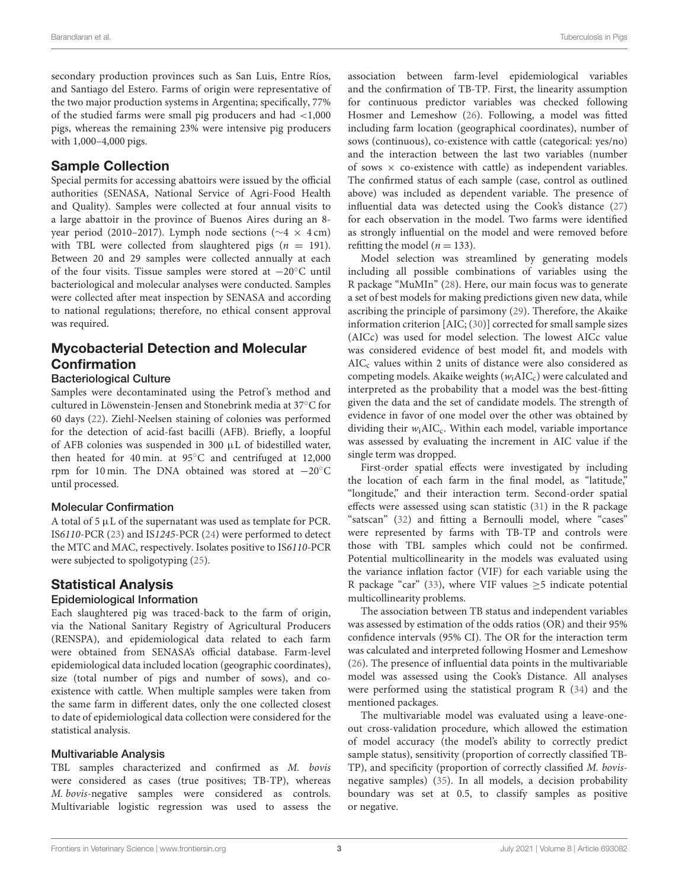secondary production provinces such as San Luis, Entre Ríos, and Santiago del Estero. Farms of origin were representative of the two major production systems in Argentina; specifically, 77% of the studied farms were small pig producers and had <1,000 pigs, whereas the remaining 23% were intensive pig producers with 1,000–4,000 pigs.

## Sample Collection

Special permits for accessing abattoirs were issued by the official authorities (SENASA, National Service of Agri-Food Health and Quality). Samples were collected at four annual visits to a large abattoir in the province of Buenos Aires during an 8-year period (2010–2017). Lymph node sections (∼4 × 4 cm) with TBL were collected from slaughtered pigs ($n$ = 191). Between 20 and 29 samples were collected annually at each of the four visits. Tissue samples were stored at −20°C until bacteriological and molecular analyses were conducted. Samples were collected after meat inspection by SENASA and according to national regulations; therefore, no ethical consent approval was required.

## Mycobacterial Detection and Molecular Confirmation

### Bacteriological Culture

Samples were decontaminated using the Petrof's method and cultured in Löwenstein-Jensen and Stonebrink media at 37°C for 60 days (22). Ziehl-Neelsen staining of colonies was performed for the detection of acid-fast bacilli (AFB). Briefly, a loopful of AFB colonies was suspended in 300 μL of bidestilled water, then heated for 40 min. at 95°C and centrifuged at 12,000 rpm for 10 min. The DNA obtained was stored at −20°C until processed.

### Molecular Confirmation

A total of 5 μL of the supernatant was used as template for PCR. IS*6110*-PCR (23) and IS*1245*-PCR (24) were performed to detect the MTC and MAC, respectively. Isolates positive to IS*6110*-PCR were subjected to spoligotyping (25).

## Statistical Analysis

### Epidemiological Information

Each slaughtered pig was traced-back to the farm of origin, via the National Sanitary Registry of Agricultural Producers (RENSPA), and epidemiological data related to each farm were obtained from SENASA's official database. Farm-level epidemiological data included location (geographic coordinates), size (total number of pigs and number of sows), and co-existence with cattle. When multiple samples were taken from the same farm in different dates, only the one collected closest to date of epidemiological data collection were considered for the statistical analysis.

### Multivariable Analysis

TBL samples characterized and confirmed as *M. bovis* were considered as cases (true positives; TB-TP), whereas *M. bovis*-negative samples were considered as controls. Multivariable logistic regression was used to assess the association between farm-level epidemiological variables and the confirmation of TB-TP. First, the linearity assumption for continuous predictor variables was checked following Hosmer and Lemeshow (26). Following, a model was fitted including farm location (geographical coordinates), number of sows (continuous), co-existence with cattle (categorical: yes/no) and the interaction between the last two variables (number of sows × co-existence with cattle) as independent variables. The confirmed status of each sample (case, control as outlined above) was included as dependent variable. The presence of influential data was detected using the Cook's distance (27) for each observation in the model. Two farms were identified as strongly influential on the model and were removed before refitting the model ($n$ = 133).

Model selection was streamlined by generating models including all possible combinations of variables using the R package "MuMIn" (28). Here, our main focus was to generate a set of best models for making predictions given new data, while ascribing the principle of parsimony (29). Therefore, the Akaike information criterion [AIC; (30)] corrected for small sample sizes (AICc) was used for model selection. The lowest AICc value was considered evidence of best model fit, and models with $AIC_c$ values within 2 units of distance were also considered as competing models. Akaike weights ($w_i AIC_c$) were calculated and interpreted as the probability that a model was the best-fitting given the data and the set of candidate models. The strength of evidence in favor of one model over the other was obtained by dividing their $w_i AIC_c$. Within each model, variable importance was assessed by evaluating the increment in AIC value if the single term was dropped.

First-order spatial effects were investigated by including the location of each farm in the final model, as "latitude," "longitude," and their interaction term. Second-order spatial effects were assessed using scan statistic (31) in the R package "satscan" (32) and fitting a Bernoulli model, where "cases" were represented by farms with TB-TP and controls were those with TBL samples which could not be confirmed. Potential multicollinearity in the models was evaluated using the variance inflation factor (VIF) for each variable using the R package "car" (33), where VIF values ≥5 indicate potential multicollinearity problems.

The association between TB status and independent variables was assessed by estimation of the odds ratios (OR) and their 95% confidence intervals (95% CI). The OR for the interaction term was calculated and interpreted following Hosmer and Lemeshow (26). The presence of influential data points in the multivariable model was assessed using the Cook's Distance. All analyses were performed using the statistical program R (34) and the mentioned packages.

The multivariable model was evaluated using a leave-one-out cross-validation procedure, which allowed the estimation of model accuracy (the model's ability to correctly predict sample status), sensitivity (proportion of correctly classified TB-TP), and specificity (proportion of correctly classified *M. bovis*-negative samples) (35). In all models, a decision probability boundary was set at 0.5, to classify samples as positive or negative.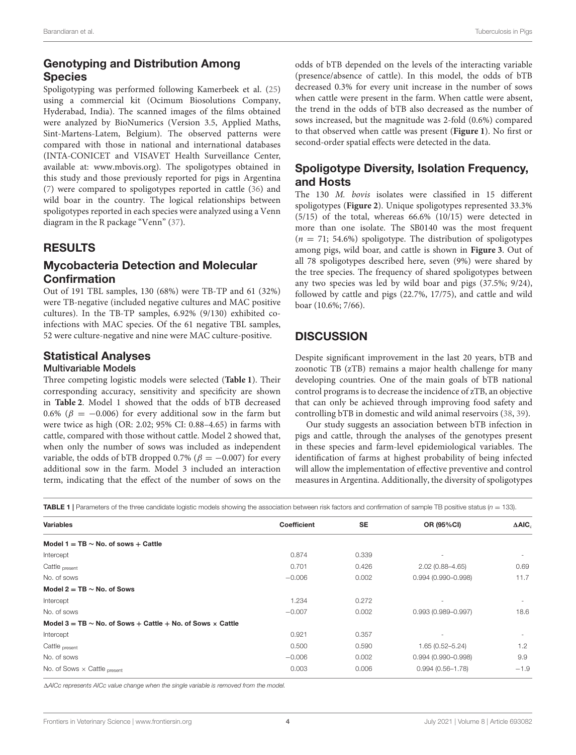## Genotyping and Distribution Among Species

Spoligotyping was performed following Kamerbeek et al. (25) using a commercial kit (Ocimum Biosolutions Company, Hyderabad, India). The scanned images of the films obtained were analyzed by BioNumerics (Version 3.5, Applied Maths, Sint-Martens-Latem, Belgium). The observed patterns were compared with those in national and international databases (INTA-CONICET and VISAVET Health Surveillance Center, available at: www.mbovis.org). The spoligotypes obtained in this study and those previously reported for pigs in Argentina (7) were compared to spoligotypes reported in cattle (36) and wild boar in the country. The logical relationships between spoligotypes reported in each species were analyzed using a Venn diagram in the R package "Venn" (37).

# RESULTS

## Mycobacteria Detection and Molecular Confirmation

Out of 191 TBL samples, 130 (68%) were TB-TP and 61 (32%) were TB-negative (included negative cultures and MAC positive cultures). In the TB-TP samples, 6.92% (9/130) exhibited co-infections with MAC species. Of the 61 negative TBL samples, 52 were culture-negative and nine were MAC culture-positive.

## Statistical Analyses

### Multivariable Models

Three competing logistic models were selected (**Table 1**). Their corresponding accuracy, sensitivity and specificity are shown in **Table 2**. Model 1 showed that the odds of bTB decreased 0.6% ($\beta = -0.006$) for every additional sow in the farm but were twice as high (OR: 2.02; 95% CI: 0.88–4.65) in farms with cattle, compared with those without cattle. Model 2 showed that, when only the number of sows was included as independent variable, the odds of bTB dropped 0.7% ($\beta = -0.007$) for every additional sow in the farm. Model 3 included an interaction term, indicating that the effect of the number of sows on the odds of bTB depended on the levels of the interacting variable (presence/absence of cattle). In this model, the odds of bTB decreased 0.3% for every unit increase in the number of sows when cattle were present in the farm. When cattle were absent, the trend in the odds of bTB also decreased as the number of sows increased, but the magnitude was 2-fold (0.6%) compared to that observed when cattle was present (**Figure 1**). No first or second-order spatial effects were detected in the data.

## Spoligotype Diversity, Isolation Frequency, and Hosts

The 130 *M. bovis* isolates were classified in 15 different spoligotypes (**Figure 2**). Unique spoligotypes represented 33.3% (5/15) of the total, whereas 66.6% (10/15) were detected in more than one isolate. The SB0140 was the most frequent ($n = 71$; 54.6%) spoligotype. The distribution of spoligotypes among pigs, wild boar, and cattle is shown in **Figure 3**. Out of all 78 spoligotypes described here, seven (9%) were shared by the tree species. The frequency of shared spoligotypes between any two species was led by wild boar and pigs (37.5%; 9/24), followed by cattle and pigs (22.7%, 17/75), and cattle and wild boar (10.6%; 7/66).

# DISCUSSION

Despite significant improvement in the last 20 years, bTB and zoonotic TB (zTB) remains a major health challenge for many developing countries. One of the main goals of bTB national control programs is to decrease the incidence of zTB, an objective that can only be achieved through improving food safety and controlling bTB in domestic and wild animal reservoirs (38, 39).

Our study suggests an association between bTB infection in pigs and cattle, through the analyses of the genotypes present in these species and farm-level epidemiological variables. The identification of farms at highest probability of being infected will allow the implementation of effective preventive and control measures in Argentina. Additionally, the diversity of spoligotypes

**TABLE 1** | Parameters of the three candidate logistic models showing the association between risk factors and confirmation of sample TB positive status ($n = 133$).

| Variables | Coefficient | SE | OR (95%CI) | $\Delta$AIC$_c$ |
|---|---|---|---|---|
| **Model 1 = TB ~ No. of sows + Cattle** | | | | |
| Intercept | 0.874 | 0.339 | - | - |
| Cattle $_{present}$ | 0.701 | 0.426 | 2.02 (0.88–4.65) | 0.69 |
| No. of sows | −0.006 | 0.002 | 0.994 (0.990–0.998) | 11.7 |
| **Model 2 = TB ~ No. of Sows** | | | | |
| Intercept | 1.234 | 0.272 | - | - |
| No. of sows | −0.007 | 0.002 | 0.993 (0.989–0.997) | 18.6 |
| **Model 3 = TB ~ No. of Sows + Cattle + No. of Sows × Cattle** | | | | |
| Intercept | 0.921 | 0.357 | - | - |
| Cattle $_{present}$ | 0.500 | 0.590 | 1.65 (0.52–5.24) | 1.2 |
| No. of sows | −0.006 | 0.002 | 0.994 (0.990–0.998) | 9.9 |
| No. of Sows × Cattle $_{present}$ | 0.003 | 0.006 | 0.994 (0.56–1.78) | −1.9 |

*ΔAICc represents AICc value change when the single variable is removed from the model.*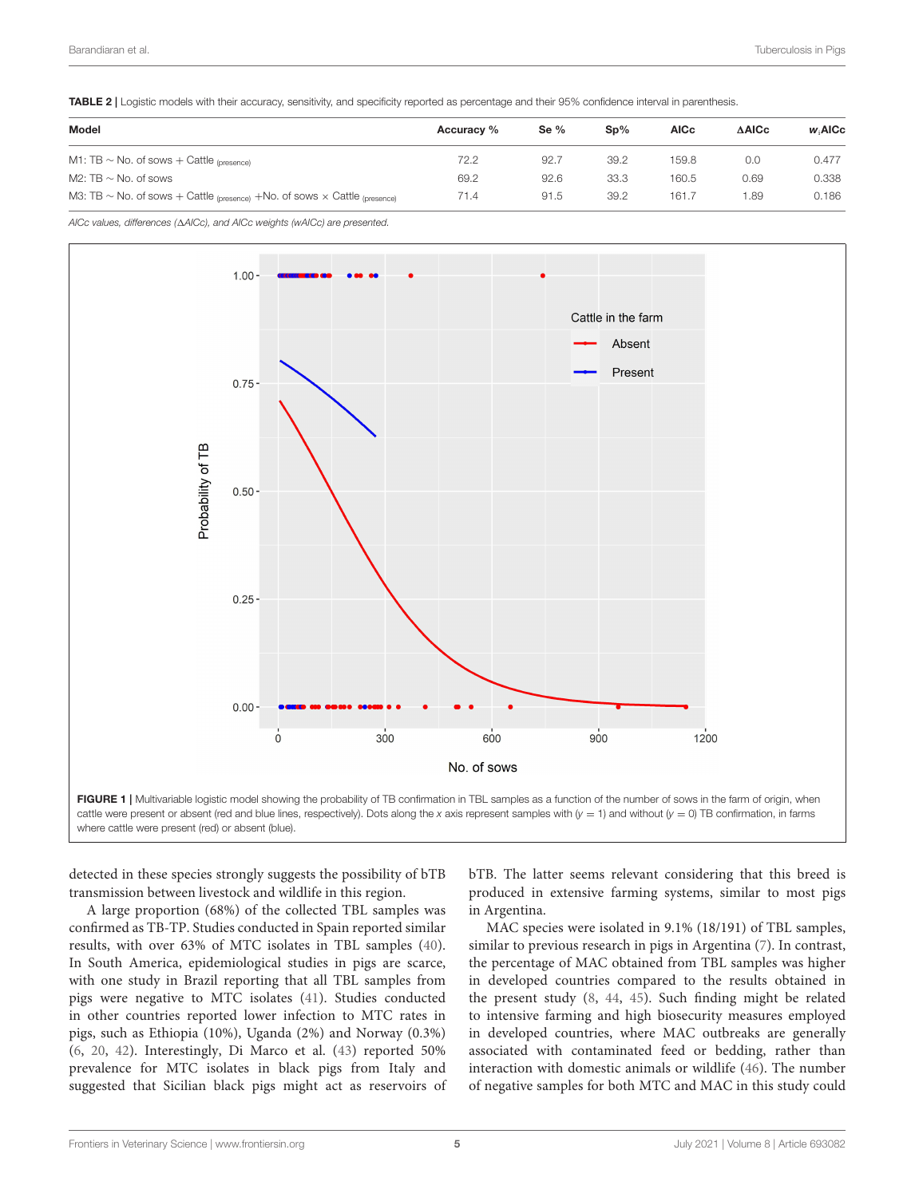**TABLE 2 |** Logistic models with their accuracy, sensitivity, and specificity reported as percentage and their 95% confidence interval in parenthesis.

| Model | Accuracy % | Se % | Sp% | AICc | ΔAICc | $w_i$AICc |
|---|---|---|---|---|---|---|
| M1: TB ∼ No. of sows + Cattle $_{(presence)}$ | 72.2 | 92.7 | 39.2 | 159.8 | 0.0 | 0.477 |
| M2: TB ∼ No. of sows | 69.2 | 92.6 | 33.3 | 160.5 | 0.69 | 0.338 |
| M3: TB ∼ No. of sows + Cattle $_{(presence)}$ +No. of sows × Cattle $_{(presence)}$ | 71.4 | 91.5 | 39.2 | 161.7 | 1.89 | 0.186 |

*AICc values, differences (ΔAICc), and AICc weights (wAICc) are presented.*

**FIGURE 1 |** Multivariable logistic model showing the probability of TB confirmation in TBL samples as a function of the number of sows in the farm of origin, when cattle were present or absent (red and blue lines, respectively). Dots along the *x* axis represent samples with ($y$ = 1) and without ($y$ = 0) TB confirmation, in farms where cattle were present (red) or absent (blue).

detected in these species strongly suggests the possibility of bTB transmission between livestock and wildlife in this region.

A large proportion (68%) of the collected TBL samples was confirmed as TB-TP. Studies conducted in Spain reported similar results, with over 63% of MTC isolates in TBL samples (40). In South America, epidemiological studies in pigs are scarce, with one study in Brazil reporting that all TBL samples from pigs were negative to MTC isolates (41). Studies conducted in other countries reported lower infection to MTC rates in pigs, such as Ethiopia (10%), Uganda (2%) and Norway (0.3%) (6, 20, 42). Interestingly, Di Marco et al. (43) reported 50% prevalence for MTC isolates in black pigs from Italy and suggested that Sicilian black pigs might act as reservoirs of bTB. The latter seems relevant considering that this breed is produced in extensive farming systems, similar to most pigs in Argentina.

MAC species were isolated in 9.1% (18/191) of TBL samples, similar to previous research in pigs in Argentina (7). In contrast, the percentage of MAC obtained from TBL samples was higher in developed countries compared to the results obtained in the present study (8, 44, 45). Such finding might be related to intensive farming and high biosecurity measures employed in developed countries, where MAC outbreaks are generally associated with contaminated feed or bedding, rather than interaction with domestic animals or wildlife (46). The number of negative samples for both MTC and MAC in this study could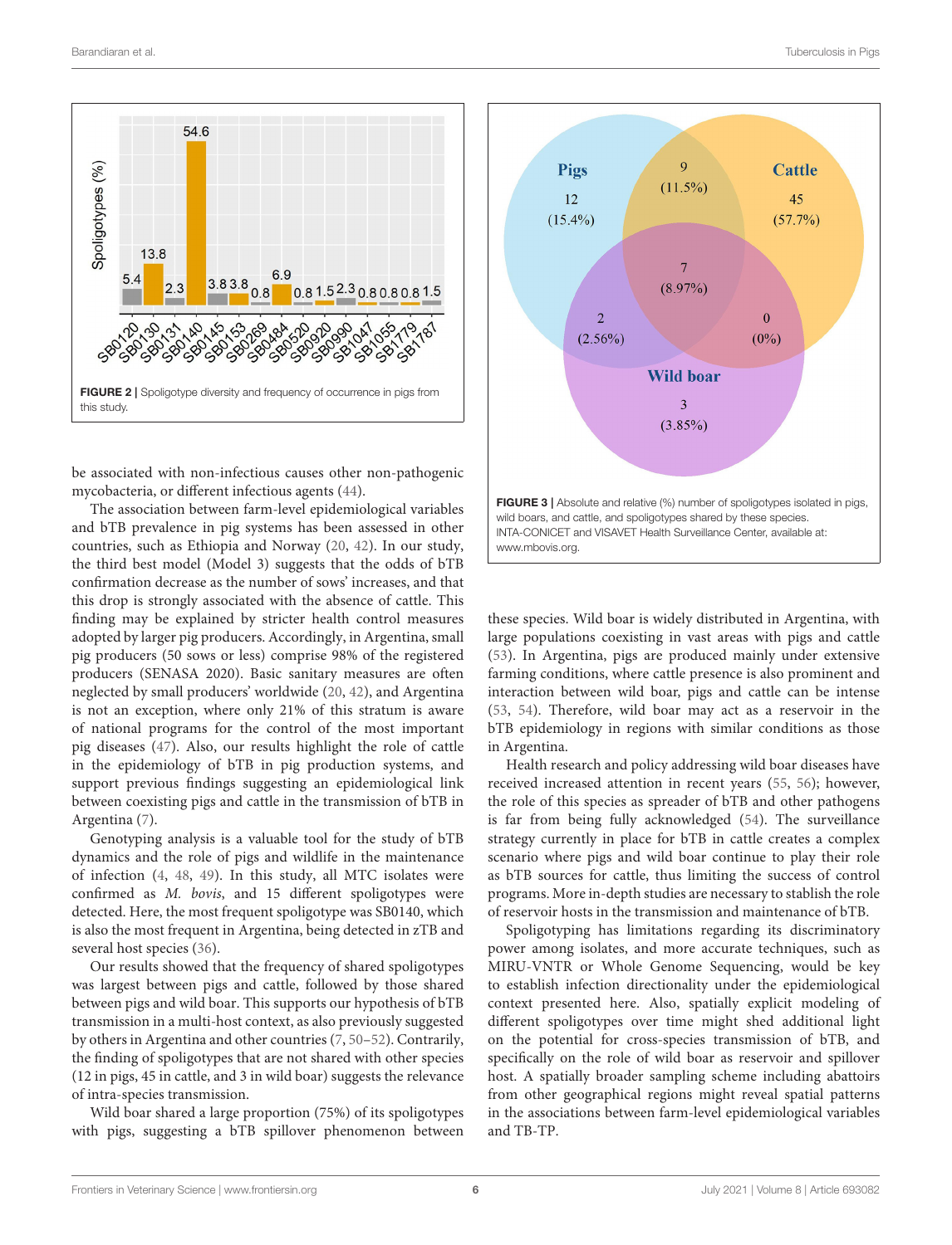**FIGURE 2** | Spoligotype diversity and frequency of occurrence in pigs from this study.

**FIGURE 3** | Absolute and relative (%) number of spoligotypes isolated in pigs, wild boars, and cattle, and spoligotypes shared by these species. INTA-CONICET and VISAVET Health Surveillance Center, available at: www.mbovis.org.

be associated with non-infectious causes other non-pathogenic mycobacteria, or different infectious agents (44).

The association between farm-level epidemiological variables and bTB prevalence in pig systems has been assessed in other countries, such as Ethiopia and Norway (20, 42). In our study, the third best model (Model 3) suggests that the odds of bTB confirmation decrease as the number of sows' increases, and that this drop is strongly associated with the absence of cattle. This finding may be explained by stricter health control measures adopted by larger pig producers. Accordingly, in Argentina, small pig producers (50 sows or less) comprise 98% of the registered producers (SENASA 2020). Basic sanitary measures are often neglected by small producers' worldwide (20, 42), and Argentina is not an exception, where only 21% of this stratum is aware of national programs for the control of the most important pig diseases (47). Also, our results highlight the role of cattle in the epidemiology of bTB in pig production systems, and support previous findings suggesting an epidemiological link between coexisting pigs and cattle in the transmission of bTB in Argentina (7).

Genotyping analysis is a valuable tool for the study of bTB dynamics and the role of pigs and wildlife in the maintenance of infection (4, 48, 49). In this study, all MTC isolates were confirmed as *M. bovis*, and 15 different spoligotypes were detected. Here, the most frequent spoligotype was SB0140, which is also the most frequent in Argentina, being detected in zTB and several host species (36).

Our results showed that the frequency of shared spoligotypes was largest between pigs and cattle, followed by those shared between pigs and wild boar. This supports our hypothesis of bTB transmission in a multi-host context, as also previously suggested by others in Argentina and other countries (7, 50–52). Contrarily, the finding of spoligotypes that are not shared with other species (12 in pigs, 45 in cattle, and 3 in wild boar) suggests the relevance of intra-species transmission.

Wild boar shared a large proportion (75%) of its spoligotypes with pigs, suggesting a bTB spillover phenomenon between these species. Wild boar is widely distributed in Argentina, with large populations coexisting in vast areas with pigs and cattle (53). In Argentina, pigs are produced mainly under extensive farming conditions, where cattle presence is also prominent and interaction between wild boar, pigs and cattle can be intense (53, 54). Therefore, wild boar may act as a reservoir in the bTB epidemiology in regions with similar conditions as those in Argentina.

Health research and policy addressing wild boar diseases have received increased attention in recent years (55, 56); however, the role of this species as spreader of bTB and other pathogens is far from being fully acknowledged (54). The surveillance strategy currently in place for bTB in cattle creates a complex scenario where pigs and wild boar continue to play their role as bTB sources for cattle, thus limiting the success of control programs. More in-depth studies are necessary to stablish the role of reservoir hosts in the transmission and maintenance of bTB.

Spoligotyping has limitations regarding its discriminatory power among isolates, and more accurate techniques, such as MIRU-VNTR or Whole Genome Sequencing, would be key to establish infection directionality under the epidemiological context presented here. Also, spatially explicit modeling of different spoligotypes over time might shed additional light on the potential for cross-species transmission of bTB, and specifically on the role of wild boar as reservoir and spillover host. A spatially broader sampling scheme including abattoirs from other geographical regions might reveal spatial patterns in the associations between farm-level epidemiological variables and TB-TP.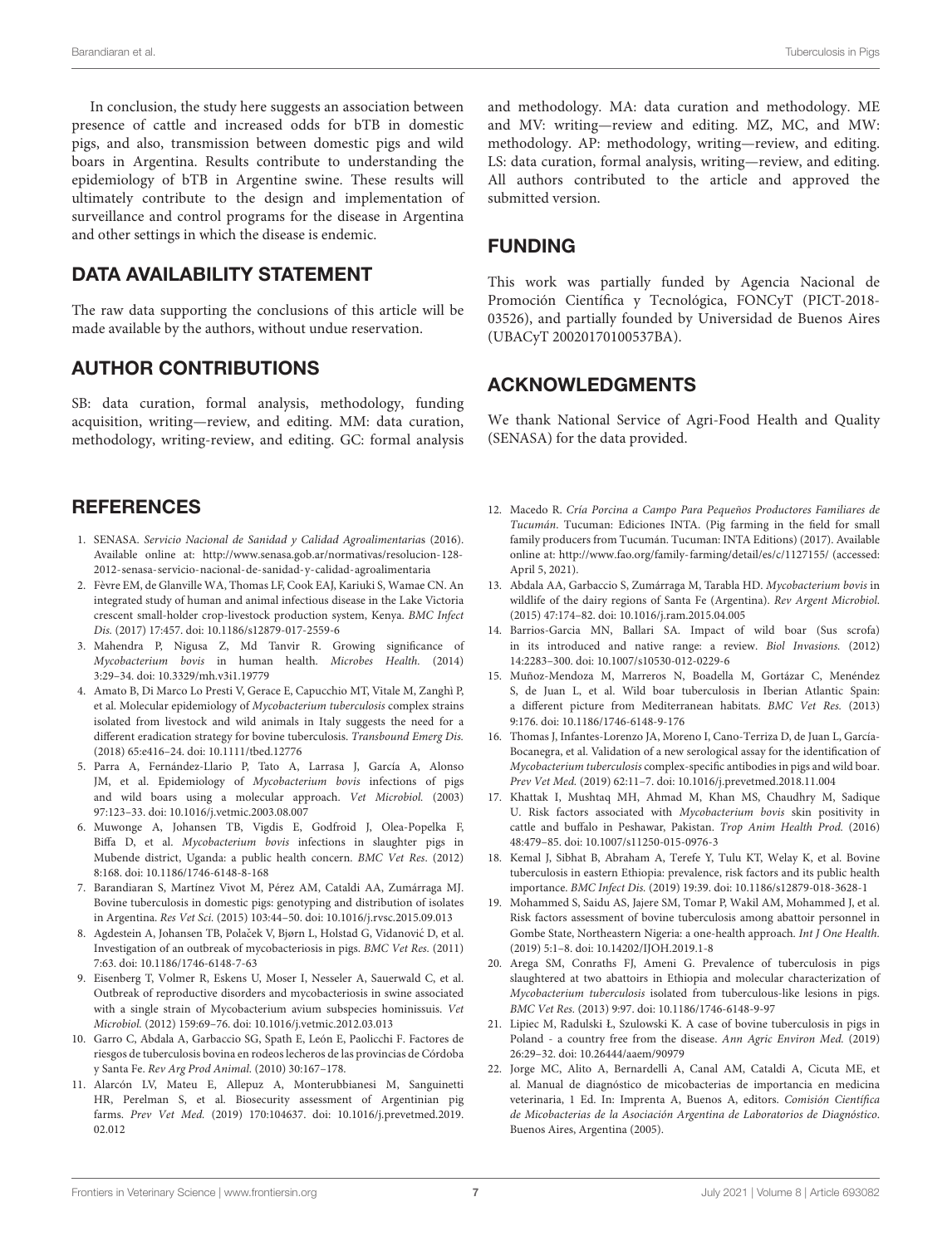In conclusion, the study here suggests an association between presence of cattle and increased odds for bTB in domestic pigs, and also, transmission between domestic pigs and wild boars in Argentina. Results contribute to understanding the epidemiology of bTB in Argentine swine. These results will ultimately contribute to the design and implementation of surveillance and control programs for the disease in Argentina and other settings in which the disease is endemic.

## DATA AVAILABILITY STATEMENT

The raw data supporting the conclusions of this article will be made available by the authors, without undue reservation.

## AUTHOR CONTRIBUTIONS

SB: data curation, formal analysis, methodology, funding acquisition, writing—review, and editing. MM: data curation, methodology, writing-review, and editing. GC: formal analysis and methodology. MA: data curation and methodology. ME and MV: writing—review and editing. MZ, MC, and MW: methodology. AP: methodology, writing—review, and editing. LS: data curation, formal analysis, writing—review, and editing. All authors contributed to the article and approved the submitted version.

## FUNDING

This work was partially funded by Agencia Nacional de Promoción Científica y Tecnológica, FONCyT (PICT-2018-03526), and partially founded by Universidad de Buenos Aires (UBACyT 20020170100537BA).

## ACKNOWLEDGMENTS

We thank National Service of Agri-Food Health and Quality (SENASA) for the data provided.

## REFERENCES

1. SENASA. *Servicio Nacional de Sanidad y Calidad Agroalimentarias* (2016). Available online at: http://www.senasa.gob.ar/normativas/resolucion-128-2012-senasa-servicio-nacional-de-sanidad-y-calidad-agroalimentaria
2. Fèvre EM, de Glanville WA, Thomas LF, Cook EAJ, Kariuki S, Wamae CN. An integrated study of human and animal infectious disease in the Lake Victoria crescent small-holder crop-livestock production system, Kenya. *BMC Infect Dis.* (2017) 17:457. doi: 10.1186/s12879-017-2559-6
3. Mahendra P, Nigusa Z, Md Tanvir R. Growing significance of *Mycobacterium bovis* in human health. *Microbes Health.* (2014) 3:29–34. doi: 10.3329/mh.v3i1.19779
4. Amato B, Di Marco Lo Presti V, Gerace E, Capucchio MT, Vitale M, Zanghì P, et al. Molecular epidemiology of *Mycobacterium tuberculosis* complex strains isolated from livestock and wild animals in Italy suggests the need for a different eradication strategy for bovine tuberculosis. *Transbound Emerg Dis.* (2018) 65:e416–24. doi: 10.1111/tbed.12776
5. Parra A, Fernández-Llario P, Tato A, Larrasa J, García A, Alonso JM, et al. Epidemiology of *Mycobacterium bovis* infections of pigs and wild boars using a molecular approach. *Vet Microbiol.* (2003) 97:123–33. doi: 10.1016/j.vetmic.2003.08.007
6. Muwonge A, Johansen TB, Vigdis E, Godfroid J, Olea-Popelka F, Biffa D, et al. *Mycobacterium bovis* infections in slaughter pigs in Mubende district, Uganda: a public health concern. *BMC Vet Res*. (2012) 8:168. doi: 10.1186/1746-6148-8-168
7. Barandiaran S, Martínez Vivot M, Pérez AM, Cataldi AA, Zumárraga MJ. Bovine tuberculosis in domestic pigs: genotyping and distribution of isolates in Argentina. *Res Vet Sci.* (2015) 103:44–50. doi: 10.1016/j.rvsc.2015.09.013
8. Agdestein A, Johansen TB, Polaček V, Bjørn L, Holstad G, Vidanović D, et al. Investigation of an outbreak of mycobacteriosis in pigs. *BMC Vet Res.* (2011) 7:63. doi: 10.1186/1746-6148-7-63
9. Eisenberg T, Volmer R, Eskens U, Moser I, Nesseler A, Sauerwald C, et al. Outbreak of reproductive disorders and mycobacteriosis in swine associated with a single strain of Mycobacterium avium subspecies hominissuis. *Vet Microbiol.* (2012) 159:69–76. doi: 10.1016/j.vetmic.2012.03.013
10. Garro C, Abdala A, Garbaccio SG, Spath E, León E, Paolicchi F. Factores de riesgos de tuberculosis bovina en rodeos lecheros de las provincias de Córdoba y Santa Fe. *Rev Arg Prod Animal.* (2010) 30:167–178.
11. Alarcón LV, Mateu E, Allepuz A, Monterubbianesi M, Sanguinetti HR, Perelman S, et al. Biosecurity assessment of Argentinian pig farms. *Prev Vet Med.* (2019) 170:104637. doi: 10.1016/j.prevetmed.2019.02.012
12. Macedo R. *Cría Porcina a Campo Para Pequeños Productores Familiares de Tucumán*. Tucuman: Ediciones INTA. (Pig farming in the field for small family producers from Tucumán. Tucuman: INTA Editions) (2017). Available online at: http://www.fao.org/family-farming/detail/es/c/1127155/ (accessed: April 5, 2021).
13. Abdala AA, Garbaccio S, Zumárraga M, Tarabla HD. *Mycobacterium bovis* in wildlife of the dairy regions of Santa Fe (Argentina). *Rev Argent Microbiol.* (2015) 47:174–82. doi: 10.1016/j.ram.2015.04.005
14. Barrios-Garcia MN, Ballari SA. Impact of wild boar (Sus scrofa) in its introduced and native range: a review. *Biol Invasions.* (2012) 14:2283–300. doi: 10.1007/s10530-012-0229-6
15. Muñoz-Mendoza M, Marreros N, Boadella M, Gortázar C, Menéndez S, de Juan L, et al. Wild boar tuberculosis in Iberian Atlantic Spain: a different picture from Mediterranean habitats. *BMC Vet Res.* (2013) 9:176. doi: 10.1186/1746-6148-9-176
16. Thomas J, Infantes-Lorenzo JA, Moreno I, Cano-Terriza D, de Juan L, García-Bocanegra, et al. Validation of a new serological assay for the identification of *Mycobacterium tuberculosis* complex-specific antibodies in pigs and wild boar. *Prev Vet Med.* (2019) 62:11–7. doi: 10.1016/j.prevetmed.2018.11.004
17. Khattak I, Mushtaq MH, Ahmad M, Khan MS, Chaudhry M, Sadique U. Risk factors associated with *Mycobacterium bovis* skin positivity in cattle and buffalo in Peshawar, Pakistan. *Trop Anim Health Prod.* (2016) 48:479–85. doi: 10.1007/s11250-015-0976-3
18. Kemal J, Sibhat B, Abraham A, Terefe Y, Tulu KT, Welay K, et al. Bovine tuberculosis in eastern Ethiopia: prevalence, risk factors and its public health importance. *BMC Infect Dis.* (2019) 19:39. doi: 10.1186/s12879-018-3628-1
19. Mohammed S, Saidu AS, Jajere SM, Tomar P, Wakil AM, Mohammed J, et al. Risk factors assessment of bovine tuberculosis among abattoir personnel in Gombe State, Northeastern Nigeria: a one-health approach. *Int J One Health.* (2019) 5:1–8. doi: 10.14202/IJOH.2019.1-8
20. Arega SM, Conraths FJ, Ameni G. Prevalence of tuberculosis in pigs slaughtered at two abattoirs in Ethiopia and molecular characterization of *Mycobacterium tuberculosis* isolated from tuberculous-like lesions in pigs. *BMC Vet Res.* (2013) 9:97. doi: 10.1186/1746-6148-9-97
21. Lipiec M, Radulski Ł, Szulowski K. A case of bovine tuberculosis in pigs in Poland - a country free from the disease. *Ann Agric Environ Med.* (2019) 26:29–32. doi: 10.26444/aaem/90979
22. Jorge MC, Alito A, Bernardelli A, Canal AM, Cataldi A, Cicuta ME, et al. Manual de diagnóstico de micobacterias de importancia en medicina veterinaria, 1 Ed. In: Imprenta A, Buenos A, editors. *Comisión Científica de Micobacterias de la Asociación Argentina de Laboratorios de Diagnóstico*. Buenos Aires, Argentina (2005).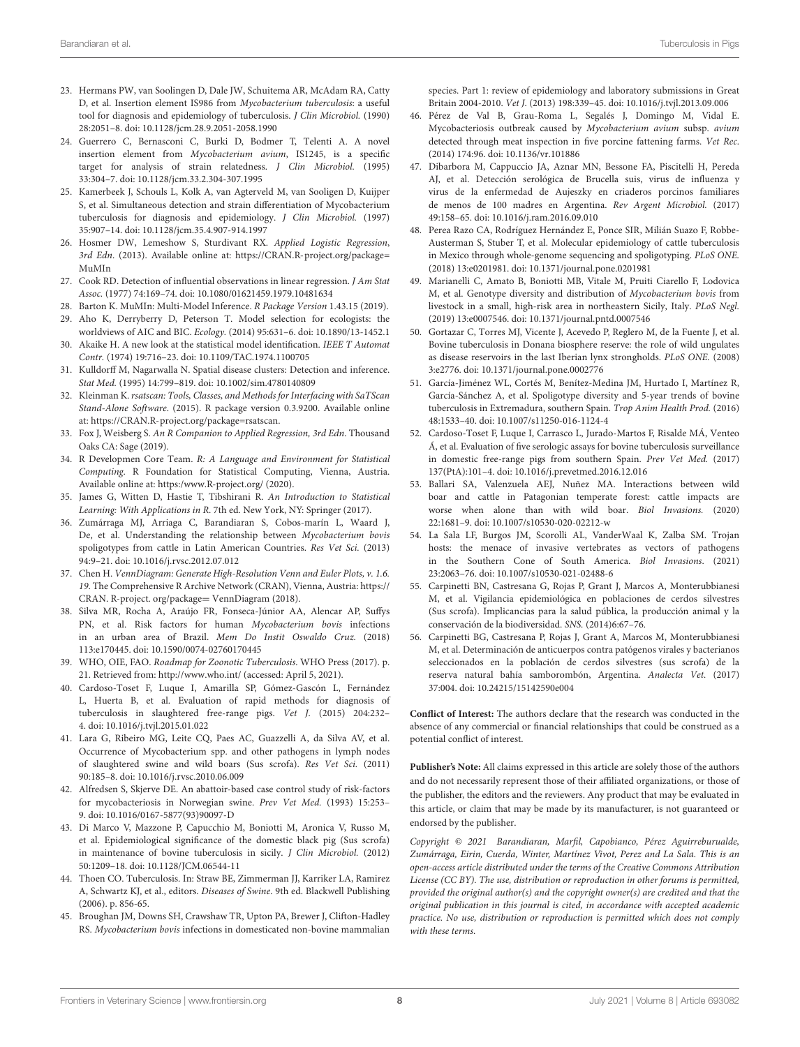23. Hermans PW, van Soolingen D, Dale JW, Schuitema AR, McAdam RA, Catty D, et al. Insertion element IS986 from *Mycobacterium tuberculosis*: a useful tool for diagnosis and epidemiology of tuberculosis. *J Clin Microbiol.* (1990) 28:2051–8. doi: 10.1128/jcm.28.9.2051-2058.1990
24. Guerrero C, Bernasconi C, Burki D, Bodmer T, Telenti A. A novel insertion element from *Mycobacterium avium*, IS1245, is a specific target for analysis of strain relatedness. *J Clin Microbiol.* (1995) 33:304–7. doi: 10.1128/jcm.33.2.304-307.1995
25. Kamerbeek J, Schouls L, Kolk A, van Agterveld M, van Sooligen D, Kuijper S, et al. Simultaneous detection and strain differentiation of Mycobacterium tuberculosis for diagnosis and epidemiology. *J Clin Microbiol.* (1997) 35:907–14. doi: 10.1128/jcm.35.4.907-914.1997
26. Hosmer DW, Lemeshow S, Sturdivant RX. *Applied Logistic Regression, 3rd Edn*. (2013). Available online at: https://CRAN.R-project.org/package=MuMIn
27. Cook RD. Detection of influential observations in linear regression. *J Am Stat Assoc.* (1977) 74:169–74. doi: 10.1080/01621459.1979.10481634
28. Barton K. MuMIn: Multi-Model Inference. *R Package Version* 1.43.15 (2019).
29. Aho K, Derryberry D, Peterson T. Model selection for ecologists: the worldviews of AIC and BIC. *Ecology.* (2014) 95:631–6. doi: 10.1890/13-1452.1
30. Akaike H. A new look at the statistical model identification. *IEEE T Automat Contr.* (1974) 19:716–23. doi: 10.1109/TAC.1974.1100705
31. Kulldorff M, Nagarwalla N. Spatial disease clusters: Detection and inference. *Stat Med.* (1995) 14:799–819. doi: 10.1002/sim.4780140809
32. Kleinman K. *rsatscan: Tools, Classes, and Methods for Interfacing with SaTScan Stand-Alone Software*. (2015). R package version 0.3.9200. Available online at: https://CRAN.R-project.org/package=rsatscan.
33. Fox J, Weisberg S. *An R Companion to Applied Regression, 3rd Edn*. Thousand Oaks CA: Sage (2019).
34. R Developmen Core Team. *R: A Language and Environment for Statistical Computing*. R Foundation for Statistical Computing, Vienna, Austria. Available online at: https:/www.R-project.org/ (2020).
35. James G, Witten D, Hastie T, Tibshirani R. *An Introduction to Statistical Learning: With Applications in R*. 7th ed. New York, NY: Springer (2017).
36. Zumárraga MJ, Arriaga C, Barandiaran S, Cobos-marín L, Waard J, De, et al. Understanding the relationship between *Mycobacterium bovis* spoligotypes from cattle in Latin American Countries. *Res Vet Sci.* (2013) 94:9–21. doi: 10.1016/j.rvsc.2012.07.012
37. Chen H. *VennDiagram: Generate High-Resolution Venn and Euler Plots, v. 1.6. 19*. The Comprehensive R Archive Network (CRAN), Vienna, Austria: https://CRAN. R-project. org/package= VennDiagram (2018).
38. Silva MR, Rocha A, Araújo FR, Fonseca-Júnior AA, Alencar AP, Suffys PN, et al. Risk factors for human *Mycobacterium bovis* infections in an urban area of Brazil. *Mem Do Instit Oswaldo Cruz.* (2018) 113:e170445. doi: 10.1590/0074-02760170445
39. WHO, OIE, FAO. *Roadmap for Zoonotic Tuberculosis*. WHO Press (2017). p. 21. Retrieved from: http://www.who.int/ (accessed: April 5, 2021).
40. Cardoso-Toset F, Luque I, Amarilla SP, Gómez-Gascón L, Fernández L, Huerta B, et al. Evaluation of rapid methods for diagnosis of tuberculosis in slaughtered free-range pigs. *Vet J.* (2015) 204:232–4. doi: 10.1016/j.tvjl.2015.01.022
41. Lara G, Ribeiro MG, Leite CQ, Paes AC, Guazzelli A, da Silva AV, et al. Occurrence of Mycobacterium spp. and other pathogens in lymph nodes of slaughtered swine and wild boars (Sus scrofa). *Res Vet Sci.* (2011) 90:185–8. doi: 10.1016/j.rvsc.2010.06.009
42. Alfredsen S, Skjerve DE. An abattoir-based case control study of risk-factors for mycobacteriosis in Norwegian swine. *Prev Vet Med.* (1993) 15:253–9. doi: 10.1016/0167-5877(93)90097-D
43. Di Marco V, Mazzone P, Capucchio M, Boniotti M, Aronica V, Russo M, et al. Epidemiological significance of the domestic black pig (Sus scrofa) in maintenance of bovine tuberculosis in sicily. *J Clin Microbiol.* (2012) 50:1209–18. doi: 10.1128/JCM.06544-11
44. Thoen CO. Tuberculosis. In: Straw BE, Zimmerman JJ, Karriker LA, Ramirez A, Schwartz KJ, et al., editors. *Diseases of Swine*. 9th ed. Blackwell Publishing (2006). p. 856-65.
45. Broughan JM, Downs SH, Crawshaw TR, Upton PA, Brewer J, Clifton-Hadley RS. *Mycobacterium bovis* infections in domesticated non-bovine mammalian species. Part 1: review of epidemiology and laboratory submissions in Great Britain 2004-2010. *Vet J.* (2013) 198:339–45. doi: 10.1016/j.tvjl.2013.09.006
46. Pérez de Val B, Grau-Roma L, Segalés J, Domingo M, Vidal E. Mycobacteriosis outbreak caused by *Mycobacterium avium* subsp. *avium* detected through meat inspection in five porcine fattening farms. *Vet Rec.* (2014) 174:96. doi: 10.1136/vr.101886
47. Dibarbora M, Cappuccio JA, Aznar MN, Bessone FA, Piscitelli H, Pereda AJ, et al. Detección serológica de Brucella suis, virus de influenza y virus de la enfermedad de Aujeszky en criaderos porcinos familiares de menos de 100 madres en Argentina. *Rev Argent Microbiol.* (2017) 49:158–65. doi: 10.1016/j.ram.2016.09.010
48. Perea Razo CA, Rodríguez Hernández E, Ponce SIR, Milián Suazo F, Robbe-Austerman S, Stuber T, et al. Molecular epidemiology of cattle tuberculosis in Mexico through whole-genome sequencing and spoligotyping. *PLoS ONE.* (2018) 13:e0201981. doi: 10.1371/journal.pone.0201981
49. Marianelli C, Amato B, Boniotti MB, Vitale M, Pruiti Ciarello F, Lodovica M, et al. Genotype diversity and distribution of *Mycobacterium bovis* from livestock in a small, high-risk area in northeastern Sicily, Italy. *PLoS Negl.* (2019) 13:e0007546. doi: 10.1371/journal.pntd.0007546
50. Gortazar C, Torres MJ, Vicente J, Acevedo P, Reglero M, de la Fuente J, et al. Bovine tuberculosis in Donana biosphere reserve: the role of wild ungulates as disease reservoirs in the last Iberian lynx strongholds. *PLoS ONE.* (2008) 3:e2776. doi: 10.1371/journal.pone.0002776
51. García-Jiménez WL, Cortés M, Benítez-Medina JM, Hurtado I, Martínez R, García-Sánchez A, et al. Spoligotype diversity and 5-year trends of bovine tuberculosis in Extremadura, southern Spain. *Trop Anim Health Prod.* (2016) 48:1533–40. doi: 10.1007/s11250-016-1124-4
52. Cardoso-Toset F, Luque I, Carrasco L, Jurado-Martos F, Risalde MÁ, Venteo Á, et al. Evaluation of five serologic assays for bovine tuberculosis surveillance in domestic free-range pigs from southern Spain. *Prev Vet Med.* (2017) 137(PtA):101–4. doi: 10.1016/j.prevetmed.2016.12.016
53. Ballari SA, Valenzuela AEJ, Nuñez MA. Interactions between wild boar and cattle in Patagonian temperate forest: cattle impacts are worse when alone than with wild boar. *Biol Invasions.* (2020) 22:1681–9. doi: 10.1007/s10530-020-02212-w
54. La Sala LF, Burgos JM, Scorolli AL, VanderWaal K, Zalba SM. Trojan hosts: the menace of invasive vertebrates as vectors of pathogens in the Southern Cone of South America. *Biol Invasions*. (2021) 23:2063–76. doi: 10.1007/s10530-021-02488-6
55. Carpinetti BN, Castresana G, Rojas P, Grant J, Marcos A, Monterubbianesi M, et al. Vigilancia epidemiológica en poblaciones de cerdos silvestres (Sus scrofa). Implicancias para la salud pública, la producción animal y la conservación de la biodiversidad. *SNS.* (2014)6:67–76.
56. Carpinetti BG, Castresana P, Rojas J, Grant A, Marcos M, Monterubbianesi M, et al. Determinación de anticuerpos contra patógenos virales y bacterianos seleccionados en la población de cerdos silvestres (sus scrofa) de la reserva natural bahía samborombón, Argentina. *Analecta Vet.* (2017) 37:004. doi: 10.24215/15142590e004

**Conflict of Interest:** The authors declare that the research was conducted in the absence of any commercial or financial relationships that could be construed as a potential conflict of interest.

**Publisher's Note:** All claims expressed in this article are solely those of the authors and do not necessarily represent those of their affiliated organizations, or those of the publisher, the editors and the reviewers. Any product that may be evaluated in this article, or claim that may be made by its manufacturer, is not guaranteed or endorsed by the publisher.

*Copyright © 2021 Barandiaran, Marfil, Capobianco, Pérez Aguirreburualde, Zumárraga, Eirin, Cuerda, Winter, Martínez Vivot, Perez and La Sala. This is an open-access article distributed under the terms of the Creative Commons Attribution License (CC BY). The use, distribution or reproduction in other forums is permitted, provided the original author(s) and the copyright owner(s) are credited and that the original publication in this journal is cited, in accordance with accepted academic practice. No use, distribution or reproduction is permitted which does not comply with these terms.*